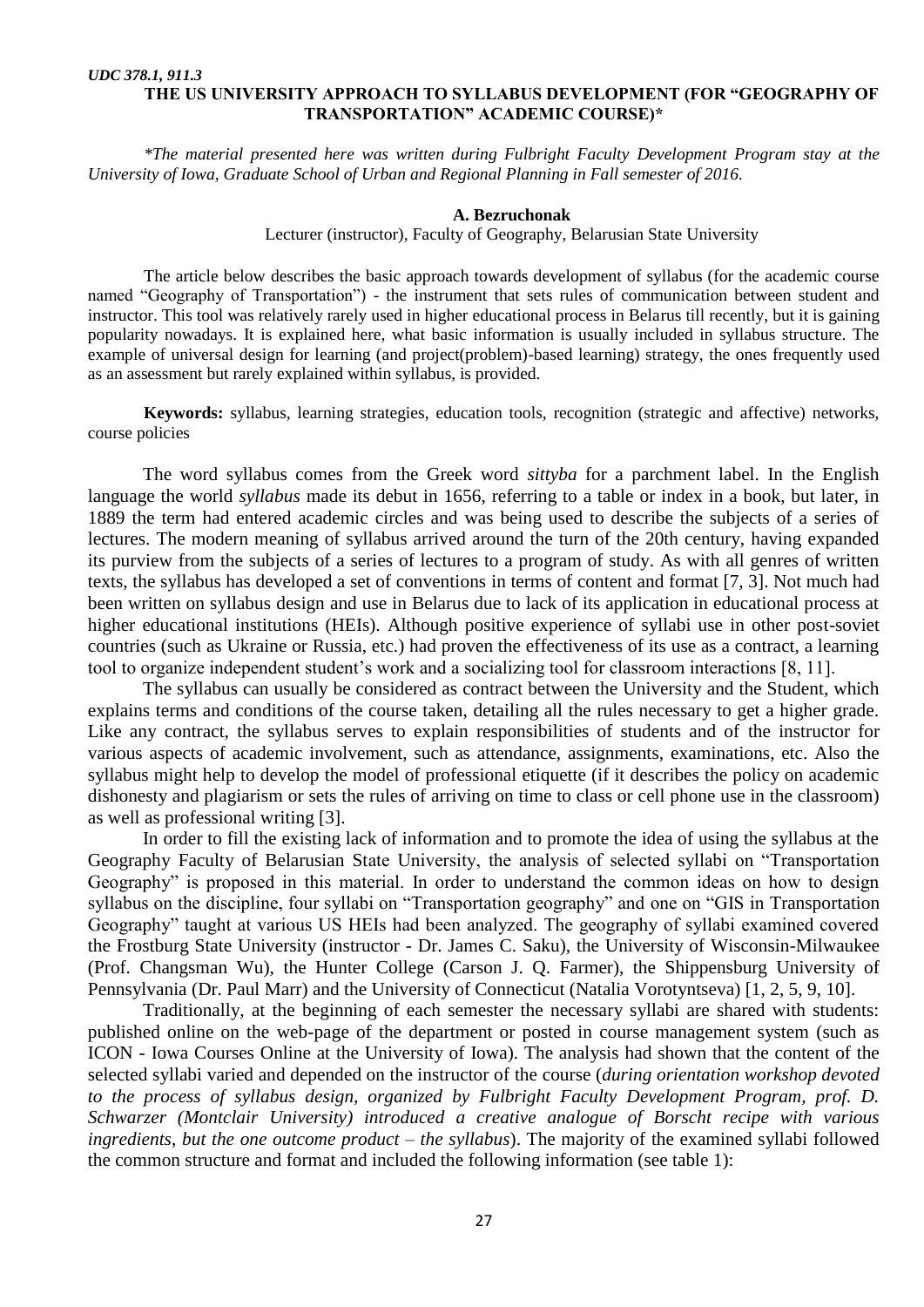*UDC 378.1, 911.3*

# THE US UNIVERSITY APPROACH TO SYLLABUS DEVELOPMENT (FOR "GEOGRAPHY OF TRANSPORTATION" ACADEMIC COURSE)*

*\*The material presented here was written during Fulbright Faculty Development Program stay at the University of Iowa, Graduate School of Urban and Regional Planning in Fall semester of 2016.*

**A. Bezruchonak**

Lecturer (instructor), Faculty of Geography, Belarusian State University

The article below describes the basic approach towards development of syllabus (for the academic course named "Geography of Transportation") - the instrument that sets rules of communication between student and instructor. This tool was relatively rarely used in higher educational process in Belarus till recently, but it is gaining popularity nowadays. It is explained here, what basic information is usually included in syllabus structure. The example of universal design for learning (and project(problem)-based learning) strategy, the ones frequently used as an assessment but rarely explained within syllabus, is provided.

**Keywords:** syllabus, learning strategies, education tools, recognition (strategic and affective) networks, course policies

The word syllabus comes from the Greek word *sittyba* for a parchment label. In the English language the world *syllabus* made its debut in 1656, referring to a table or index in a book, but later, in 1889 the term had entered academic circles and was being used to describe the subjects of a series of lectures. The modern meaning of syllabus arrived around the turn of the 20th century, having expanded its purview from the subjects of a series of lectures to a program of study. As with all genres of written texts, the syllabus has developed a set of conventions in terms of content and format [7, 3]. Not much had been written on syllabus design and use in Belarus due to lack of its application in educational process at higher educational institutions (HEIs). Although positive experience of syllabi use in other post-soviet countries (such as Ukraine or Russia, etc.) had proven the effectiveness of its use as a contract, a learning tool to organize independent student's work and a socializing tool for classroom interactions [8, 11].

The syllabus can usually be considered as contract between the University and the Student, which explains terms and conditions of the course taken, detailing all the rules necessary to get a higher grade. Like any contract, the syllabus serves to explain responsibilities of students and of the instructor for various aspects of academic involvement, such as attendance, assignments, examinations, etc. Also the syllabus might help to develop the model of professional etiquette (if it describes the policy on academic dishonesty and plagiarism or sets the rules of arriving on time to class or cell phone use in the classroom) as well as professional writing [3].

In order to fill the existing lack of information and to promote the idea of using the syllabus at the Geography Faculty of Belarusian State University, the analysis of selected syllabi on "Transportation Geography" is proposed in this material. In order to understand the common ideas on how to design syllabus on the discipline, four syllabi on "Transportation geography" and one on "GIS in Transportation Geography" taught at various US HEIs had been analyzed. The geography of syllabi examined covered the Frostburg State University (instructor - Dr. James C. Saku), the University of Wisconsin-Milwaukee (Prof. Changsman Wu), the Hunter College (Carson J. Q. Farmer), the Shippensburg University of Pennsylvania (Dr. Paul Marr) and the University of Connecticut (Natalia Vorotyntseva) [1, 2, 5, 9, 10].

Traditionally, at the beginning of each semester the necessary syllabi are shared with students: published online on the web-page of the department or posted in course management system (such as ICON - Iowa Courses Online at the University of Iowa). The analysis had shown that the content of the selected syllabi varied and depended on the instructor of the course (*during orientation workshop devoted to the process of syllabus design, organized by Fulbright Faculty Development Program, prof. D. Schwarzer (Montclair University) introduced a creative analogue of Borscht recipe with various ingredients, but the one outcome product – the syllabus*). The majority of the examined syllabi followed the common structure and format and included the following information (see table 1):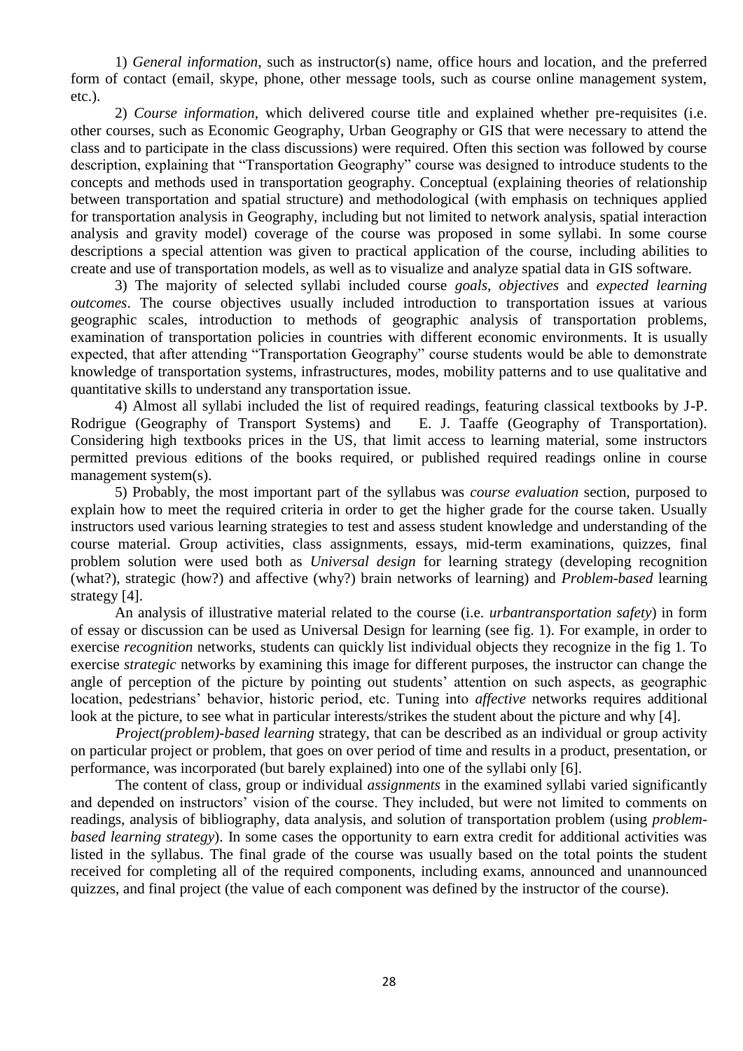1) *General information*, such as instructor(s) name, office hours and location, and the preferred form of contact (email, skype, phone, other message tools, such as course online management system, etc.).

2) *Course information*, which delivered course title and explained whether pre-requisites (i.e. other courses, such as Economic Geography, Urban Geography or GIS that were necessary to attend the class and to participate in the class discussions) were required. Often this section was followed by course description, explaining that "Transportation Geography" course was designed to introduce students to the concepts and methods used in transportation geography. Conceptual (explaining theories of relationship between transportation and spatial structure) and methodological (with emphasis on techniques applied for transportation analysis in Geography, including but not limited to network analysis, spatial interaction analysis and gravity model) coverage of the course was proposed in some syllabi. In some course descriptions a special attention was given to practical application of the course, including abilities to create and use of transportation models, as well as to visualize and analyze spatial data in GIS software.

3) The majority of selected syllabi included course *goals*, *objectives* and *expected learning outcomes*. The course objectives usually included introduction to transportation issues at various geographic scales, introduction to methods of geographic analysis of transportation problems, examination of transportation policies in countries with different economic environments. It is usually expected, that after attending "Transportation Geography" course students would be able to demonstrate knowledge of transportation systems, infrastructures, modes, mobility patterns and to use qualitative and quantitative skills to understand any transportation issue.

4) Almost all syllabi included the list of required readings, featuring classical textbooks by J-P. Rodrigue (Geography of Transport Systems) and E. J. Taaffe (Geography of Transportation). Considering high textbooks prices in the US, that limit access to learning material, some instructors permitted previous editions of the books required, or published required readings online in course management system(s).

5) Probably, the most important part of the syllabus was *course evaluation* section, purposed to explain how to meet the required criteria in order to get the higher grade for the course taken. Usually instructors used various learning strategies to test and assess student knowledge and understanding of the course material. Group activities, class assignments, essays, mid-term examinations, quizzes, final problem solution were used both as *Universal design* for learning strategy (developing recognition (what?), strategic (how?) and affective (why?) brain networks of learning) and *Problem-based* learning strategy [4].

An analysis of illustrative material related to the course (i.e. *urbantransportation safety*) in form of essay or discussion can be used as Universal Design for learning (see fig. 1). For example, in order to exercise *recognition* networks, students can quickly list individual objects they recognize in the fig 1. To exercise *strategic* networks by examining this image for different purposes, the instructor can change the angle of perception of the picture by pointing out students' attention on such aspects, as geographic location, pedestrians' behavior, historic period, etc. Tuning into *affective* networks requires additional look at the picture, to see what in particular interests/strikes the student about the picture and why [4].

*Project(problem)-based learning* strategy, that can be described as an individual or group activity on particular project or problem, that goes on over period of time and results in a product, presentation, or performance, was incorporated (but barely explained) into one of the syllabi only [6].

The content of class, group or individual *assignments* in the examined syllabi varied significantly and depended on instructors' vision of the course. They included, but were not limited to comments on readings, analysis of bibliography, data analysis, and solution of transportation problem (using *problem-based learning strategy*). In some cases the opportunity to earn extra credit for additional activities was listed in the syllabus. The final grade of the course was usually based on the total points the student received for completing all of the required components, including exams, announced and unannounced quizzes, and final project (the value of each component was defined by the instructor of the course).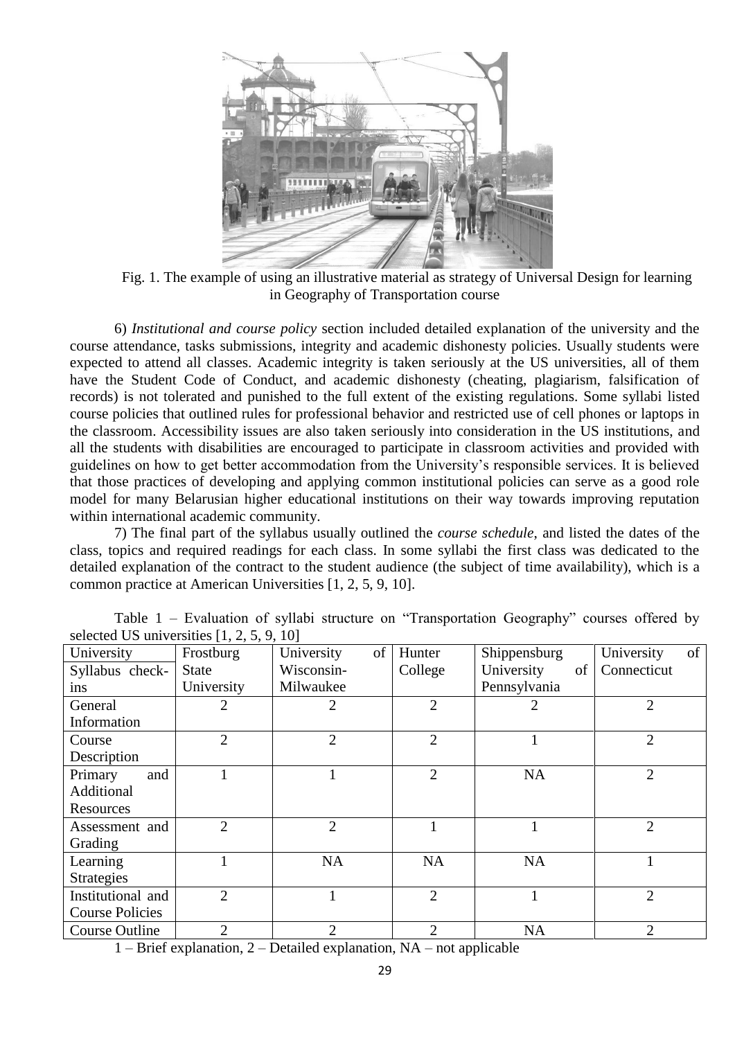Fig. 1. The example of using an illustrative material as strategy of Universal Design for learning in Geography of Transportation course

6) *Institutional and course policy* section included detailed explanation of the university and the course attendance, tasks submissions, integrity and academic dishonesty policies. Usually students were expected to attend all classes. Academic integrity is taken seriously at the US universities, all of them have the Student Code of Conduct, and academic dishonesty (cheating, plagiarism, falsification of records) is not tolerated and punished to the full extent of the existing regulations. Some syllabi listed course policies that outlined rules for professional behavior and restricted use of cell phones or laptops in the classroom. Accessibility issues are also taken seriously into consideration in the US institutions, and all the students with disabilities are encouraged to participate in classroom activities and provided with guidelines on how to get better accommodation from the University's responsible services. It is believed that those practices of developing and applying common institutional policies can serve as a good role model for many Belarusian higher educational institutions on their way towards improving reputation within international academic community.

7) The final part of the syllabus usually outlined the *course schedule*, and listed the dates of the class, topics and required readings for each class. In some syllabi the first class was dedicated to the detailed explanation of the contract to the student audience (the subject of time availability), which is a common practice at American Universities [1, 2, 5, 9, 10].

Table 1 – Evaluation of syllabi structure on "Transportation Geography" courses offered by selected US universities [1, 2, 5, 9, 10]

| University / Syllabus check-ins | Frostburg State University | University of Wisconsin-Milwaukee | Hunter College | Shippensburg University of Pennsylvania | University of Connecticut |
|---|---|---|---|---|---|
| General Information | 2 | 2 | 2 | 2 | 2 |
| Course Description | 2 | 2 | 2 | 1 | 2 |
| Primary and Additional Resources | 1 | 1 | 2 | NA | 2 |
| Assessment and Grading | 2 | 2 | 1 | 1 | 2 |
| Learning Strategies | 1 | NA | NA | NA | 1 |
| Institutional and Course Policies | 2 | 1 | 2 | 1 | 2 |
| Course Outline | 2 | 2 | 2 | NA | 2 |

1 – Brief explanation, 2 – Detailed explanation, NA – not applicable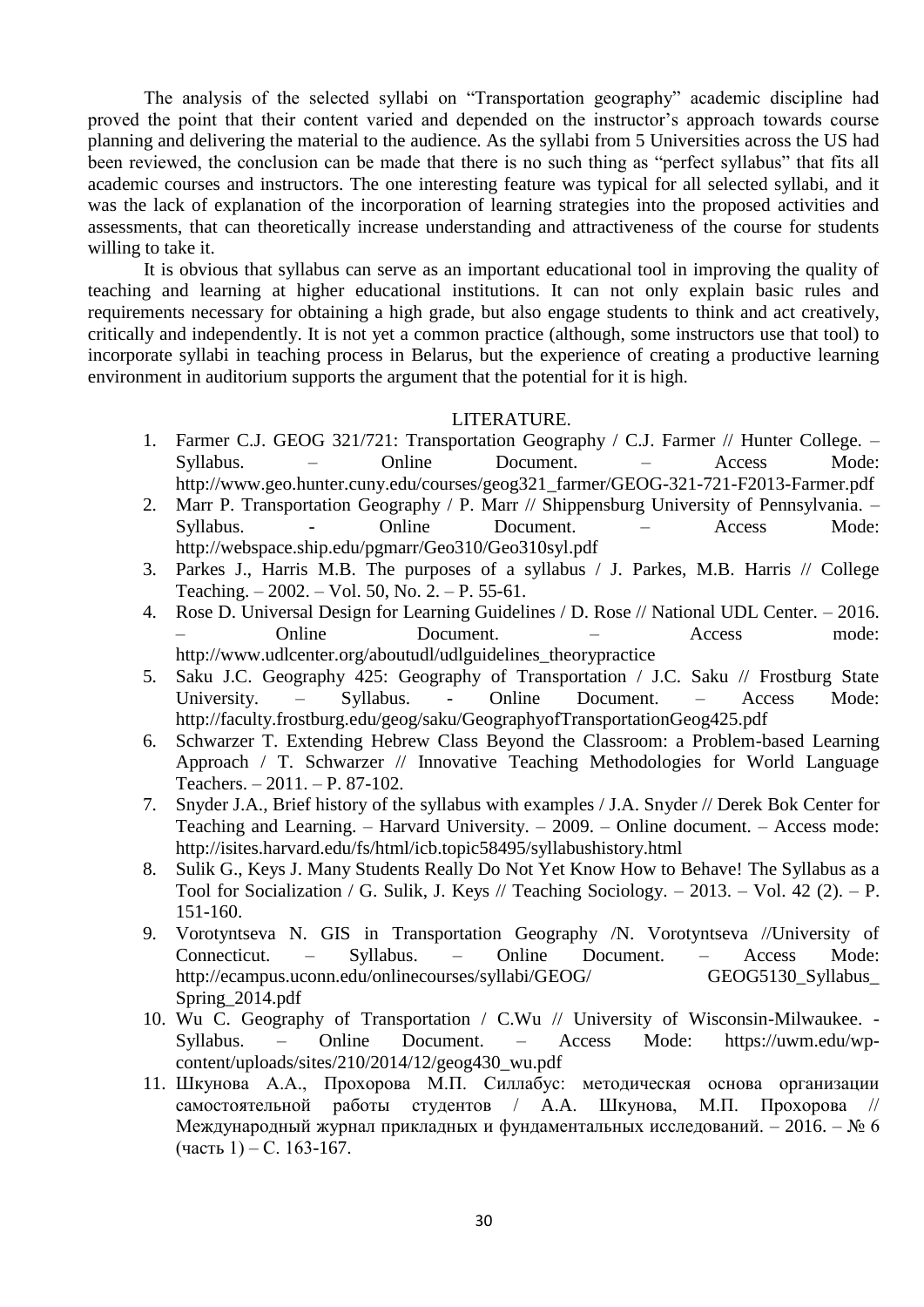The analysis of the selected syllabi on "Transportation geography" academic discipline had proved the point that their content varied and depended on the instructor's approach towards course planning and delivering the material to the audience. As the syllabi from 5 Universities across the US had been reviewed, the conclusion can be made that there is no such thing as "perfect syllabus" that fits all academic courses and instructors. The one interesting feature was typical for all selected syllabi, and it was the lack of explanation of the incorporation of learning strategies into the proposed activities and assessments, that can theoretically increase understanding and attractiveness of the course for students willing to take it.

It is obvious that syllabus can serve as an important educational tool in improving the quality of teaching and learning at higher educational institutions. It can not only explain basic rules and requirements necessary for obtaining a high grade, but also engage students to think and act creatively, critically and independently. It is not yet a common practice (although, some instructors use that tool) to incorporate syllabi in teaching process in Belarus, but the experience of creating a productive learning environment in auditorium supports the argument that the potential for it is high.

## LITERATURE.

1. Farmer C.J. GEOG 321/721: Transportation Geography / C.J. Farmer // Hunter College. – Syllabus. – Online Document. – Access Mode: http://www.geo.hunter.cuny.edu/courses/geog321_farmer/GEOG-321-721-F2013-Farmer.pdf
2. Marr P. Transportation Geography / P. Marr // Shippensburg University of Pennsylvania. – Syllabus. - Online Document. – Access Mode: http://webspace.ship.edu/pgmarr/Geo310/Geo310syl.pdf
3. Parkes J., Harris M.B. The purposes of a syllabus / J. Parkes, M.B. Harris // College Teaching. – 2002. – Vol. 50, No. 2. – P. 55-61.
4. Rose D. Universal Design for Learning Guidelines / D. Rose // National UDL Center. – 2016. – Online Document. – Access mode: http://www.udlcenter.org/aboutudl/udlguidelines_theorypractice
5. Saku J.C. Geography 425: Geography of Transportation / J.C. Saku // Frostburg State University. – Syllabus. - Online Document. – Access Mode: http://faculty.frostburg.edu/geog/saku/GeographyofTransportationGeog425.pdf
6. Schwarzer T. Extending Hebrew Class Beyond the Classroom: a Problem-based Learning Approach / T. Schwarzer // Innovative Teaching Methodologies for World Language Teachers. – 2011. – P. 87-102.
7. Snyder J.A., Brief history of the syllabus with examples / J.A. Snyder // Derek Bok Center for Teaching and Learning. – Harvard University. – 2009. – Online document. – Access mode: http://isites.harvard.edu/fs/html/icb.topic58495/syllabushistory.html
8. Sulik G., Keys J. Many Students Really Do Not Yet Know How to Behave! The Syllabus as a Tool for Socialization / G. Sulik, J. Keys // Teaching Sociology. – 2013. – Vol. 42 (2). – P. 151-160.
9. Vorotyntseva N. GIS in Transportation Geography /N. Vorotyntseva //University of Connecticut. – Syllabus. – Online Document. – Access Mode: http://ecampus.uconn.edu/onlinecourses/syllabi/GEOG/ GEOG5130_Syllabus_ Spring_2014.pdf
10. Wu C. Geography of Transportation / C.Wu // University of Wisconsin-Milwaukee. - Syllabus. – Online Document. – Access Mode: https://uwm.edu/wp-content/uploads/sites/210/2014/12/geog430_wu.pdf
11. Шкунова А.А., Прохорова М.П. Силлабус: методическая основа организации самостоятельной работы студентов / А.А. Шкунова, М.П. Прохорова // Международный журнал прикладных и фундаментальных исследований. – 2016. – № 6 (часть 1) – С. 163-167.